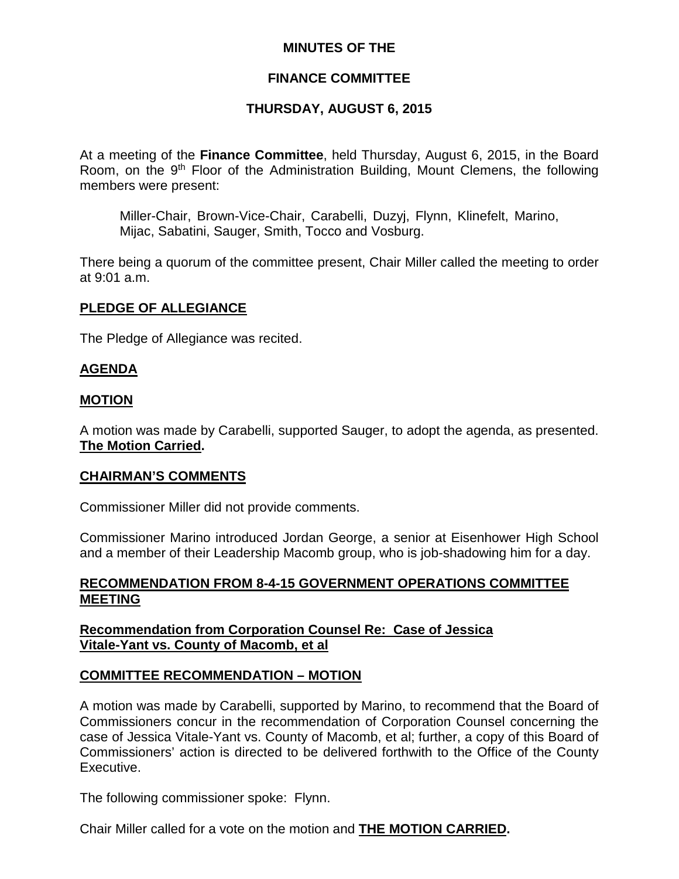# MINUTES OF THE

# FINANCE COMMITTEE

# THURSDAY, AUGUST 6, 2015

At a meeting of the **Finance Committee**, held Thursday, August 6, 2015, in the Board Room, on the 9th Floor of the Administration Building, Mount Clemens, the following members were present:

> Miller-Chair, Brown-Vice-Chair, Carabelli, Duzyj, Flynn, Klinefelt, Marino, Mijac, Sabatini, Sauger, Smith, Tocco and Vosburg.

There being a quorum of the committee present, Chair Miller called the meeting to order at 9:01 a.m.

## PLEDGE OF ALLEGIANCE

The Pledge of Allegiance was recited.

## AGENDA

## MOTION

A motion was made by Carabelli, supported Sauger, to adopt the agenda, as presented. **The Motion Carried.**

## CHAIRMAN'S COMMENTS

Commissioner Miller did not provide comments.

Commissioner Marino introduced Jordan George, a senior at Eisenhower High School and a member of their Leadership Macomb group, who is job-shadowing him for a day.

## RECOMMENDATION FROM 8-4-15 GOVERNMENT OPERATIONS COMMITTEE MEETING

### Recommendation from Corporation Counsel Re: Case of Jessica Vitale-Yant vs. County of Macomb, et al

## COMMITTEE RECOMMENDATION – MOTION

A motion was made by Carabelli, supported by Marino, to recommend that the Board of Commissioners concur in the recommendation of Corporation Counsel concerning the case of Jessica Vitale-Yant vs. County of Macomb, et al; further, a copy of this Board of Commissioners' action is directed to be delivered forthwith to the Office of the County Executive.

The following commissioner spoke: Flynn.

Chair Miller called for a vote on the motion and **THE MOTION CARRIED.**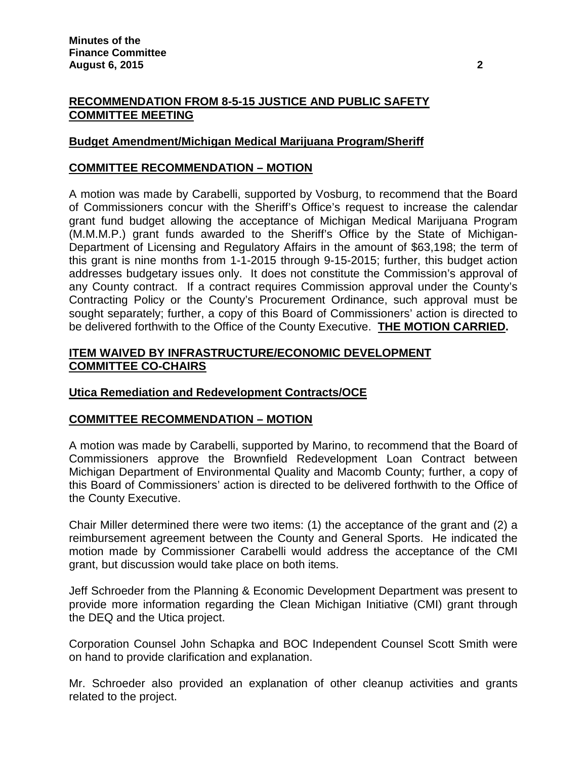## RECOMMENDATION FROM 8-5-15 JUSTICE AND PUBLIC SAFETY COMMITTEE MEETING

### Budget Amendment/Michigan Medical Marijuana Program/Sheriff

### COMMITTEE RECOMMENDATION – MOTION

A motion was made by Carabelli, supported by Vosburg, to recommend that the Board of Commissioners concur with the Sheriff's Office's request to increase the calendar grant fund budget allowing the acceptance of Michigan Medical Marijuana Program (M.M.M.P.) grant funds awarded to the Sheriff's Office by the State of Michigan-Department of Licensing and Regulatory Affairs in the amount of $63,198; the term of this grant is nine months from 1-1-2015 through 9-15-2015; further, this budget action addresses budgetary issues only. It does not constitute the Commission's approval of any County contract. If a contract requires Commission approval under the County's Contracting Policy or the County's Procurement Ordinance, such approval must be sought separately; further, a copy of this Board of Commissioners' action is directed to be delivered forthwith to the Office of the County Executive. **THE MOTION CARRIED.**

## ITEM WAIVED BY INFRASTRUCTURE/ECONOMIC DEVELOPMENT COMMITTEE CO-CHAIRS

### Utica Remediation and Redevelopment Contracts/OCE

### COMMITTEE RECOMMENDATION – MOTION

A motion was made by Carabelli, supported by Marino, to recommend that the Board of Commissioners approve the Brownfield Redevelopment Loan Contract between Michigan Department of Environmental Quality and Macomb County; further, a copy of this Board of Commissioners' action is directed to be delivered forthwith to the Office of the County Executive.

Chair Miller determined there were two items: (1) the acceptance of the grant and (2) a reimbursement agreement between the County and General Sports. He indicated the motion made by Commissioner Carabelli would address the acceptance of the CMI grant, but discussion would take place on both items.

Jeff Schroeder from the Planning & Economic Development Department was present to provide more information regarding the Clean Michigan Initiative (CMI) grant through the DEQ and the Utica project.

Corporation Counsel John Schapka and BOC Independent Counsel Scott Smith were on hand to provide clarification and explanation.

Mr. Schroeder also provided an explanation of other cleanup activities and grants related to the project.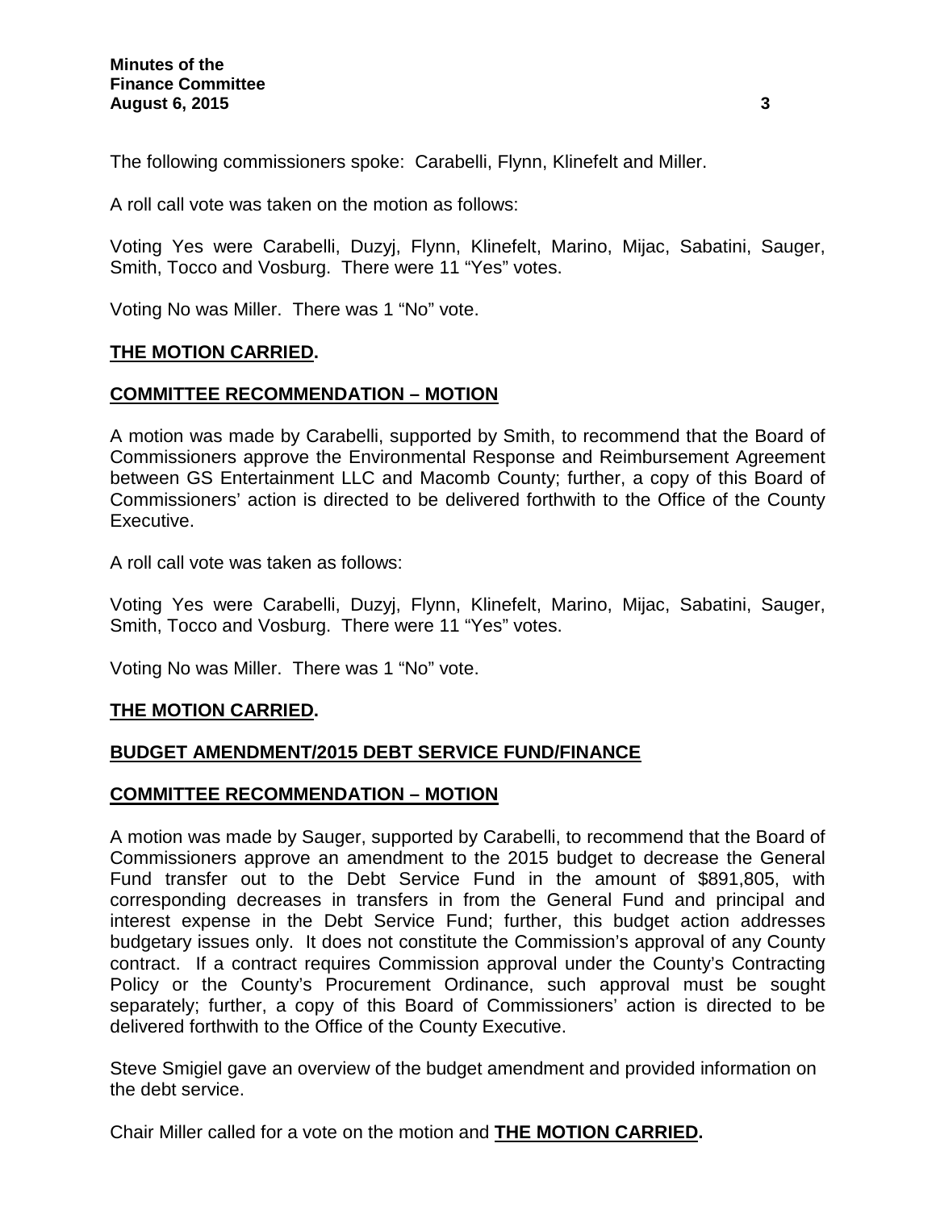The following commissioners spoke: Carabelli, Flynn, Klinefelt and Miller.

A roll call vote was taken on the motion as follows:

Voting Yes were Carabelli, Duzyj, Flynn, Klinefelt, Marino, Mijac, Sabatini, Sauger, Smith, Tocco and Vosburg. There were 11 "Yes" votes.

Voting No was Miller. There was 1 "No" vote.

**THE MOTION CARRIED.**

**COMMITTEE RECOMMENDATION – MOTION**

A motion was made by Carabelli, supported by Smith, to recommend that the Board of Commissioners approve the Environmental Response and Reimbursement Agreement between GS Entertainment LLC and Macomb County; further, a copy of this Board of Commissioners' action is directed to be delivered forthwith to the Office of the County Executive.

A roll call vote was taken as follows:

Voting Yes were Carabelli, Duzyj, Flynn, Klinefelt, Marino, Mijac, Sabatini, Sauger, Smith, Tocco and Vosburg. There were 11 "Yes" votes.

Voting No was Miller. There was 1 "No" vote.

**THE MOTION CARRIED.**

**BUDGET AMENDMENT/2015 DEBT SERVICE FUND/FINANCE**

**COMMITTEE RECOMMENDATION – MOTION**

A motion was made by Sauger, supported by Carabelli, to recommend that the Board of Commissioners approve an amendment to the 2015 budget to decrease the General Fund transfer out to the Debt Service Fund in the amount of $891,805, with corresponding decreases in transfers in from the General Fund and principal and interest expense in the Debt Service Fund; further, this budget action addresses budgetary issues only. It does not constitute the Commission's approval of any County contract. If a contract requires Commission approval under the County's Contracting Policy or the County's Procurement Ordinance, such approval must be sought separately; further, a copy of this Board of Commissioners' action is directed to be delivered forthwith to the Office of the County Executive.

Steve Smigiel gave an overview of the budget amendment and provided information on the debt service.

Chair Miller called for a vote on the motion and **THE MOTION CARRIED.**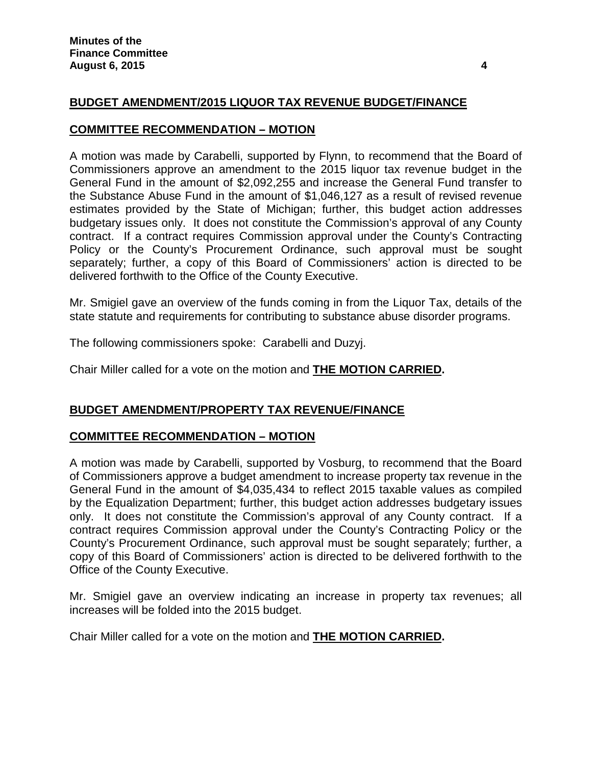## BUDGET AMENDMENT/2015 LIQUOR TAX REVENUE BUDGET/FINANCE

### COMMITTEE RECOMMENDATION – MOTION

A motion was made by Carabelli, supported by Flynn, to recommend that the Board of Commissioners approve an amendment to the 2015 liquor tax revenue budget in the General Fund in the amount of $2,092,255 and increase the General Fund transfer to the Substance Abuse Fund in the amount of $1,046,127 as a result of revised revenue estimates provided by the State of Michigan; further, this budget action addresses budgetary issues only. It does not constitute the Commission's approval of any County contract. If a contract requires Commission approval under the County's Contracting Policy or the County's Procurement Ordinance, such approval must be sought separately; further, a copy of this Board of Commissioners' action is directed to be delivered forthwith to the Office of the County Executive.

Mr. Smigiel gave an overview of the funds coming in from the Liquor Tax, details of the state statute and requirements for contributing to substance abuse disorder programs.

The following commissioners spoke: Carabelli and Duzyj.

Chair Miller called for a vote on the motion and **THE MOTION CARRIED.**

## BUDGET AMENDMENT/PROPERTY TAX REVENUE/FINANCE

### COMMITTEE RECOMMENDATION – MOTION

A motion was made by Carabelli, supported by Vosburg, to recommend that the Board of Commissioners approve a budget amendment to increase property tax revenue in the General Fund in the amount of $4,035,434 to reflect 2015 taxable values as compiled by the Equalization Department; further, this budget action addresses budgetary issues only. It does not constitute the Commission's approval of any County contract. If a contract requires Commission approval under the County's Contracting Policy or the County's Procurement Ordinance, such approval must be sought separately; further, a copy of this Board of Commissioners' action is directed to be delivered forthwith to the Office of the County Executive.

Mr. Smigiel gave an overview indicating an increase in property tax revenues; all increases will be folded into the 2015 budget.

Chair Miller called for a vote on the motion and **THE MOTION CARRIED.**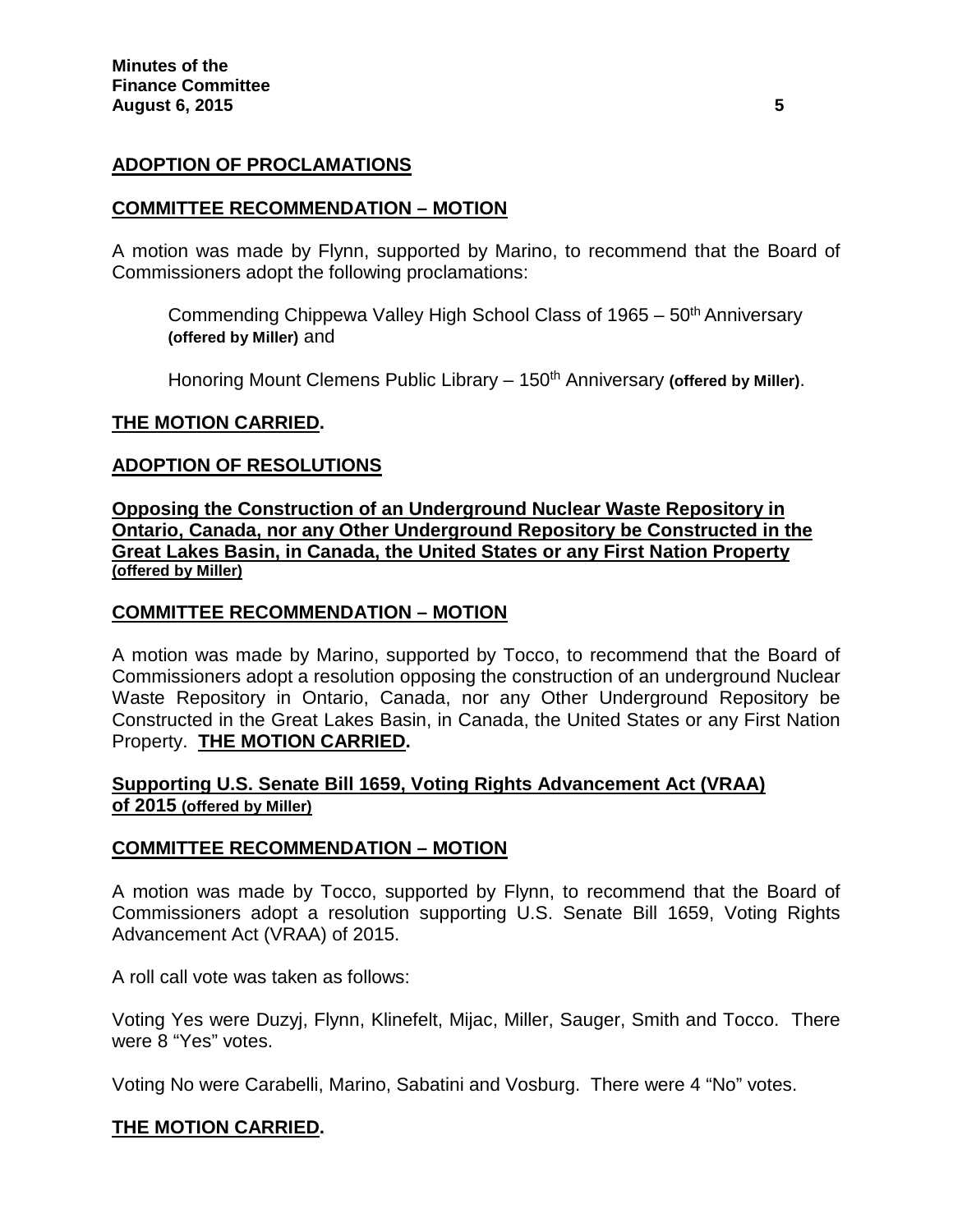**ADOPTION OF PROCLAMATIONS**

**COMMITTEE RECOMMENDATION – MOTION**

A motion was made by Flynn, supported by Marino, to recommend that the Board of Commissioners adopt the following proclamations:

> Commending Chippewa Valley High School Class of 1965 – 50th Anniversary **(offered by Miller)** and
>
> Honoring Mount Clemens Public Library – 150th Anniversary **(offered by Miller)**.

**THE MOTION CARRIED.**

**ADOPTION OF RESOLUTIONS**

**Opposing the Construction of an Underground Nuclear Waste Repository in Ontario, Canada, nor any Other Underground Repository be Constructed in the Great Lakes Basin, in Canada, the United States or any First Nation Property (offered by Miller)**

**COMMITTEE RECOMMENDATION – MOTION**

A motion was made by Marino, supported by Tocco, to recommend that the Board of Commissioners adopt a resolution opposing the construction of an underground Nuclear Waste Repository in Ontario, Canada, nor any Other Underground Repository be Constructed in the Great Lakes Basin, in Canada, the United States or any First Nation Property. **THE MOTION CARRIED.**

**Supporting U.S. Senate Bill 1659, Voting Rights Advancement Act (VRAA) of 2015 (offered by Miller)**

**COMMITTEE RECOMMENDATION – MOTION**

A motion was made by Tocco, supported by Flynn, to recommend that the Board of Commissioners adopt a resolution supporting U.S. Senate Bill 1659, Voting Rights Advancement Act (VRAA) of 2015.

A roll call vote was taken as follows:

Voting Yes were Duzyj, Flynn, Klinefelt, Mijac, Miller, Sauger, Smith and Tocco. There were 8 "Yes" votes.

Voting No were Carabelli, Marino, Sabatini and Vosburg. There were 4 "No" votes.

**THE MOTION CARRIED.**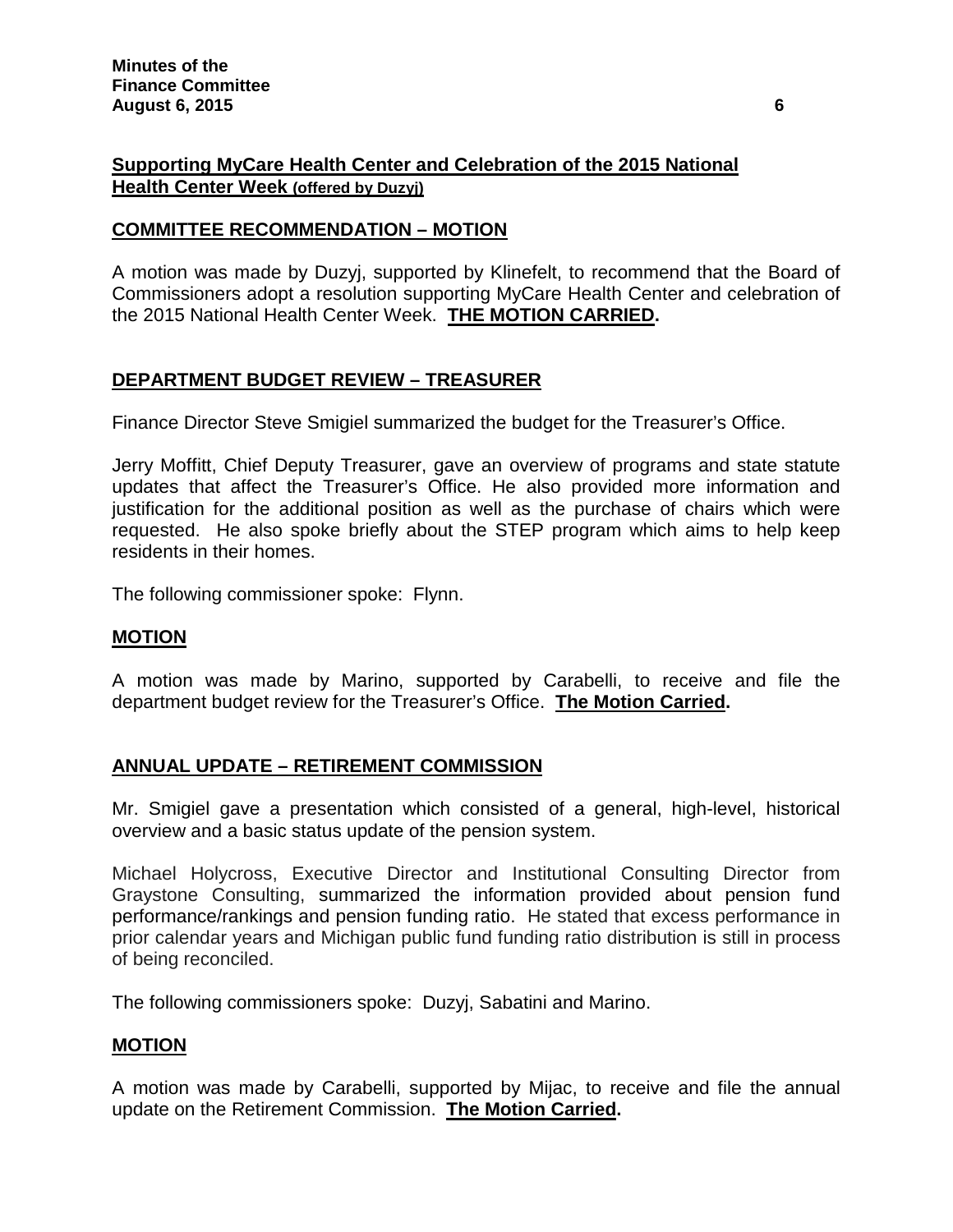**Supporting MyCare Health Center and Celebration of the 2015 National Health Center Week (offered by Duzyj)**

**COMMITTEE RECOMMENDATION – MOTION**

A motion was made by Duzyj, supported by Klinefelt, to recommend that the Board of Commissioners adopt a resolution supporting MyCare Health Center and celebration of the 2015 National Health Center Week. **THE MOTION CARRIED.**

**DEPARTMENT BUDGET REVIEW – TREASURER**

Finance Director Steve Smigiel summarized the budget for the Treasurer's Office.

Jerry Moffitt, Chief Deputy Treasurer, gave an overview of programs and state statute updates that affect the Treasurer's Office. He also provided more information and justification for the additional position as well as the purchase of chairs which were requested. He also spoke briefly about the STEP program which aims to help keep residents in their homes.

The following commissioner spoke: Flynn.

**MOTION**

A motion was made by Marino, supported by Carabelli, to receive and file the department budget review for the Treasurer's Office. **The Motion Carried.**

**ANNUAL UPDATE – RETIREMENT COMMISSION**

Mr. Smigiel gave a presentation which consisted of a general, high-level, historical overview and a basic status update of the pension system.

Michael Holycross, Executive Director and Institutional Consulting Director from Graystone Consulting, summarized the information provided about pension fund performance/rankings and pension funding ratio. He stated that excess performance in prior calendar years and Michigan public fund funding ratio distribution is still in process of being reconciled.

The following commissioners spoke: Duzyj, Sabatini and Marino.

**MOTION**

A motion was made by Carabelli, supported by Mijac, to receive and file the annual update on the Retirement Commission. **The Motion Carried.**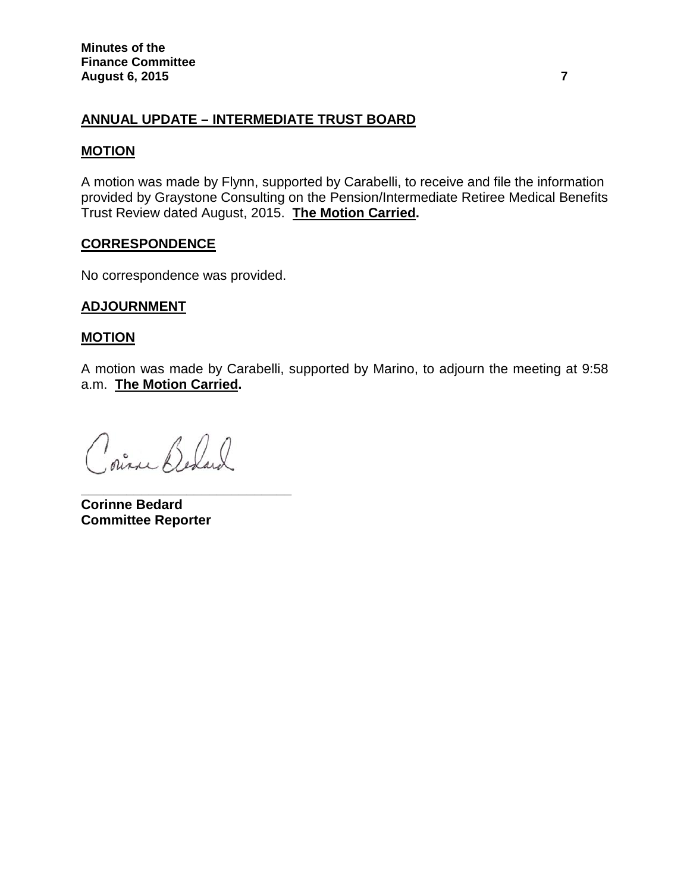## ANNUAL UPDATE – INTERMEDIATE TRUST BOARD

### MOTION

A motion was made by Flynn, supported by Carabelli, to receive and file the information provided by Graystone Consulting on the Pension/Intermediate Retiree Medical Benefits Trust Review dated August, 2015. **The Motion Carried.**

## CORRESPONDENCE

No correspondence was provided.

## ADJOURNMENT

### MOTION

A motion was made by Carabelli, supported by Marino, to adjourn the meeting at 9:58 a.m. **The Motion Carried.**

\_\_\_\_\_\_\_\_\_\_\_\_\_\_\_\_\_\_\_\_\_\_\_\_\_\_\_\_\_\_

**Corinne Bedard**
**Committee Reporter**